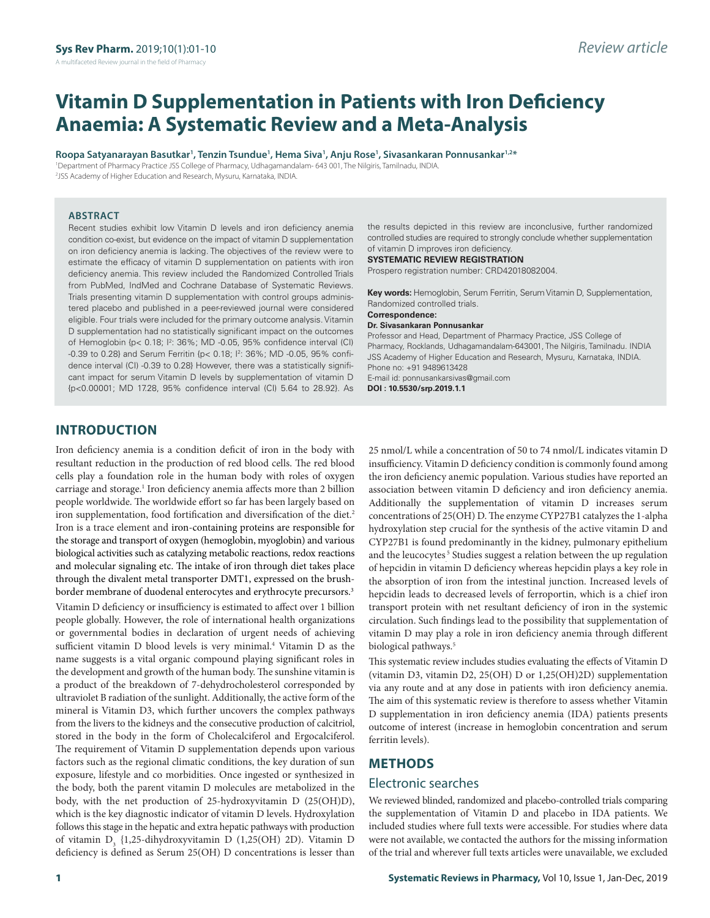Review article

# Vitamin D Supplementation in Patients with Iron Deficiency Anaemia: A Systematic Review and a Meta-Analysis

**Roopa Satyanarayan Basutkar[1], Tenzin Tsundue[1], Hema Siva[1], Anju Rose[1], Sivasankaran Ponnusankar[1,2*]**

[1]Department of Pharmacy Practice JSS College of Pharmacy, Udhagamandalam- 643 001, The Nilgiris, Tamilnadu, INDIA.
[2]JSS Academy of Higher Education and Research, Mysuru, Karnataka, INDIA.

## ABSTRACT

Recent studies exhibit low Vitamin D levels and iron deficiency anemia condition co-exist, but evidence on the impact of vitamin D supplementation on iron deficiency anemia is lacking. The objectives of the review were to estimate the efficacy of vitamin D supplementation on patients with iron deficiency anemia. This review included the Randomized Controlled Trials from PubMed, IndMed and Cochrane Database of Systematic Reviews. Trials presenting vitamin D supplementation with control groups administered placebo and published in a peer-reviewed journal were considered eligible. Four trials were included for the primary outcome analysis. Vitamin D supplementation had no statistically significant impact on the outcomes of Hemoglobin {$p< 0.18$; $I^2$: 36%; MD -0.05, 95% confidence interval (CI) -0.39 to 0.28} and Serum Ferritin {$p< 0.18$; $I^2$: 36%; MD -0.05, 95% confidence interval (CI) -0.39 to 0.28} However, there was a statistically significant impact for serum Vitamin D levels by supplementation of vitamin D {$p<0.00001$; MD 17.28, 95% confidence interval (CI) 5.64 to 28.92}. As the results depicted in this review are inconclusive, further randomized controlled studies are required to strongly conclude whether supplementation of vitamin D improves iron deficiency.

**SYSTEMATIC REVIEW REGISTRATION**

Prospero registration number: CRD42018082004.

**Key words:** Hemoglobin, Serum Ferritin, Serum Vitamin D, Supplementation, Randomized controlled trials.

**Correspondence:**

**Dr. Sivasankaran Ponnusankar**

Professor and Head, Department of Pharmacy Practice, JSS College of Pharmacy, Rocklands, Udhagamandalam-643001, The Nilgiris, Tamilnadu. INDIA
JSS Academy of Higher Education and Research, Mysuru, Karnataka, INDIA.
Phone no: +91 9489613428
E-mail id: ponnusankarsivas@gmail.com

**DOI : 10.5530/srp.2019.1.1**

## INTRODUCTION

Iron deficiency anemia is a condition deficit of iron in the body with resultant reduction in the production of red blood cells. The red blood cells play a foundation role in the human body with roles of oxygen carriage and storage.[1] Iron deficiency anemia affects more than 2 billion people worldwide. The worldwide effort so far has been largely based on iron supplementation, food fortification and diversification of the diet.[2] Iron is a trace element and iron-containing proteins are responsible for the storage and transport of oxygen (hemoglobin, myoglobin) and various biological activities such as catalyzing metabolic reactions, redox reactions and molecular signaling etc. The intake of iron through diet takes place through the divalent metal transporter DMT1, expressed on the brush-border membrane of duodenal enterocytes and erythrocyte precursors.[3]

Vitamin D deficiency or insufficiency is estimated to affect over 1 billion people globally. However, the role of international health organizations or governmental bodies in declaration of urgent needs of achieving sufficient vitamin D blood levels is very minimal.[4] Vitamin D as the name suggests is a vital organic compound playing significant roles in the development and growth of the human body. The sunshine vitamin is a product of the breakdown of 7-dehydrocholesterol corresponded by ultraviolet B radiation of the sunlight. Additionally, the active form of the mineral is Vitamin D3, which further uncovers the complex pathways from the livers to the kidneys and the consecutive production of calcitriol, stored in the body in the form of Cholecalciferol and Ergocalciferol. The requirement of Vitamin D supplementation depends upon various factors such as the regional climatic conditions, the key duration of sun exposure, lifestyle and co morbidities. Once ingested or synthesized in the body, both the parent vitamin D molecules are metabolized in the body, with the net production of 25-hydroxyvitamin D (25(OH)D), which is the key diagnostic indicator of vitamin D levels. Hydroxylation follows this stage in the hepatic and extra hepatic pathways with production of vitamin $D_3$ {1,25-dihydroxyvitamin D (1,25(OH) 2D). Vitamin D deficiency is defined as Serum 25(OH) D concentrations is lesser than 25 nmol/L while a concentration of 50 to 74 nmol/L indicates vitamin D insufficiency. Vitamin D deficiency condition is commonly found among the iron deficiency anemic population. Various studies have reported an association between vitamin D deficiency and iron deficiency anemia. Additionally the supplementation of vitamin D increases serum concentrations of 25(OH) D. The enzyme CYP27B1 catalyzes the 1-alpha hydroxylation step crucial for the synthesis of the active vitamin D and CYP27B1 is found predominantly in the kidney, pulmonary epithelium and the leucocytes[5] Studies suggest a relation between the up regulation of hepcidin in vitamin D deficiency whereas hepcidin plays a key role in the absorption of iron from the intestinal junction. Increased levels of hepcidin leads to decreased levels of ferroportin, which is a chief iron transport protein with net resultant deficiency of iron in the systemic circulation. Such findings lead to the possibility that supplementation of vitamin D may play a role in iron deficiency anemia through different biological pathways.[5]

This systematic review includes studies evaluating the effects of Vitamin D (vitamin D3, vitamin D2, 25(OH) D or 1,25(OH)2D) supplementation via any route and at any dose in patients with iron deficiency anemia. The aim of this systematic review is therefore to assess whether Vitamin D supplementation in iron deficiency anemia (IDA) patients presents outcome of interest (increase in hemoglobin concentration and serum ferritin levels).

## METHODS

### Electronic searches

We reviewed blinded, randomized and placebo-controlled trials comparing the supplementation of Vitamin D and placebo in IDA patients. We included studies where full texts were accessible. For studies where data were not available, we contacted the authors for the missing information of the trial and wherever full texts articles were unavailable, we excluded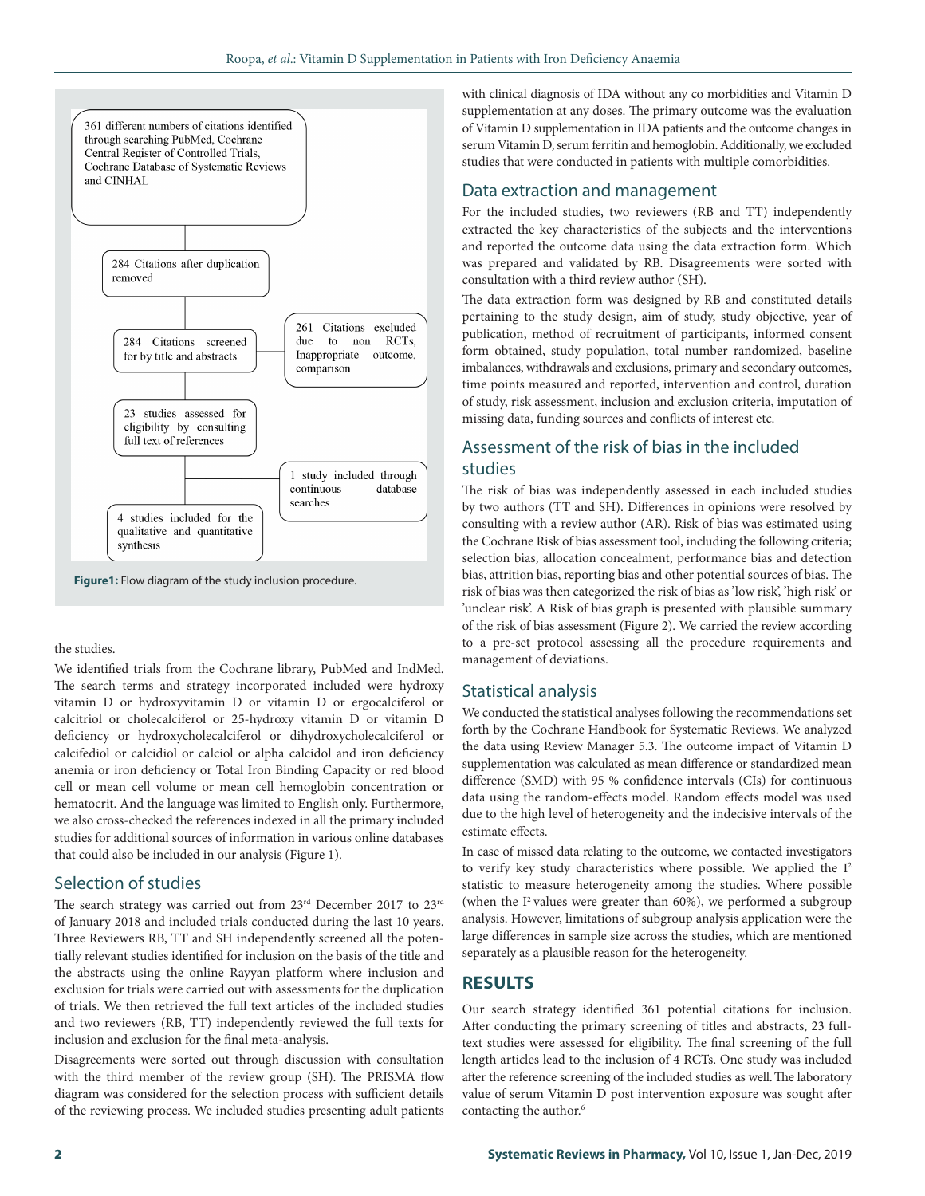361 different numbers of citations identified through searching PubMed, Cochrane Central Register of Controlled Trials, Cochrane Database of Systematic Reviews and CINHAL

284 Citations after duplication removed

284 Citations screened for by title and abstracts

261 Citations excluded due to non RCTs, Inappropriate outcome, comparison

23 studies assessed for eligibility by consulting full text of references

1 study included through continuous database searches

4 studies included for the qualitative and quantitative synthesis

**Figure1:** Flow diagram of the study inclusion procedure.

the studies.

We identified trials from the Cochrane library, PubMed and IndMed. The search terms and strategy incorporated included were hydroxy vitamin D or hydroxyvitamin D or vitamin D or ergocalciferol or calcitriol or cholecalciferol or 25-hydroxy vitamin D or vitamin D deficiency or hydroxycholecalciferol or dihydroxycholecalciferol or calcifediol or calcidiol or calciol or alpha calcidol and iron deficiency anemia or iron deficiency or Total Iron Binding Capacity or red blood cell or mean cell volume or mean cell hemoglobin concentration or hematocrit. And the language was limited to English only. Furthermore, we also cross-checked the references indexed in all the primary included studies for additional sources of information in various online databases that could also be included in our analysis (Figure 1).

## Selection of studies

The search strategy was carried out from 23rd December 2017 to 23rd of January 2018 and included trials conducted during the last 10 years. Three Reviewers RB, TT and SH independently screened all the potentially relevant studies identified for inclusion on the basis of the title and the abstracts using the online Rayyan platform where inclusion and exclusion for trials were carried out with assessments for the duplication of trials. We then retrieved the full text articles of the included studies and two reviewers (RB, TT) independently reviewed the full texts for inclusion and exclusion for the final meta-analysis.

Disagreements were sorted out through discussion with consultation with the third member of the review group (SH). The PRISMA flow diagram was considered for the selection process with sufficient details of the reviewing process. We included studies presenting adult patients with clinical diagnosis of IDA without any co morbidities and Vitamin D supplementation at any doses. The primary outcome was the evaluation of Vitamin D supplementation in IDA patients and the outcome changes in serum Vitamin D, serum ferritin and hemoglobin. Additionally, we excluded studies that were conducted in patients with multiple comorbidities.

## Data extraction and management

For the included studies, two reviewers (RB and TT) independently extracted the key characteristics of the subjects and the interventions and reported the outcome data using the data extraction form. Which was prepared and validated by RB. Disagreements were sorted with consultation with a third review author (SH).

The data extraction form was designed by RB and constituted details pertaining to the study design, aim of study, study objective, year of publication, method of recruitment of participants, informed consent form obtained, study population, total number randomized, baseline imbalances, withdrawals and exclusions, primary and secondary outcomes, time points measured and reported, intervention and control, duration of study, risk assessment, inclusion and exclusion criteria, imputation of missing data, funding sources and conflicts of interest etc.

## Assessment of the risk of bias in the included studies

The risk of bias was independently assessed in each included studies by two authors (TT and SH). Differences in opinions were resolved by consulting with a review author (AR). Risk of bias was estimated using the Cochrane Risk of bias assessment tool, including the following criteria; selection bias, allocation concealment, performance bias and detection bias, attrition bias, reporting bias and other potential sources of bias. The risk of bias was then categorized the risk of bias as 'low risk', 'high risk' or 'unclear risk'. A Risk of bias graph is presented with plausible summary of the risk of bias assessment (Figure 2). We carried the review according to a pre-set protocol assessing all the procedure requirements and management of deviations.

## Statistical analysis

We conducted the statistical analyses following the recommendations set forth by the Cochrane Handbook for Systematic Reviews. We analyzed the data using Review Manager 5.3. The outcome impact of Vitamin D supplementation was calculated as mean difference or standardized mean difference (SMD) with 95 % confidence intervals (CIs) for continuous data using the random-effects model. Random effects model was used due to the high level of heterogeneity and the indecisive intervals of the estimate effects.

In case of missed data relating to the outcome, we contacted investigators to verify key study characteristics where possible. We applied the $I^2$ statistic to measure heterogeneity among the studies. Where possible (when the $I^2$ values were greater than 60%), we performed a subgroup analysis. However, limitations of subgroup analysis application were the large differences in sample size across the studies, which are mentioned separately as a plausible reason for the heterogeneity.

## RESULTS

Our search strategy identified 361 potential citations for inclusion. After conducting the primary screening of titles and abstracts, 23 full-text studies were assessed for eligibility. The final screening of the full length articles lead to the inclusion of 4 RCTs. One study was included after the reference screening of the included studies as well. The laboratory value of serum Vitamin D post intervention exposure was sought after contacting the author.[6]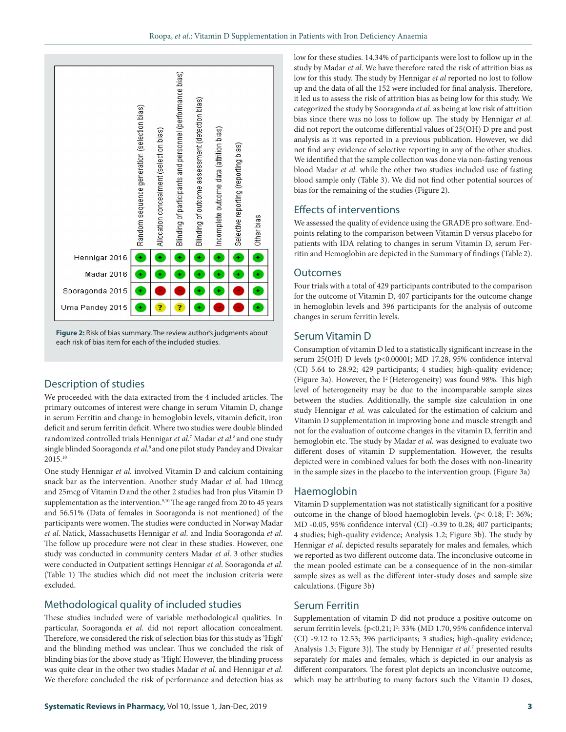| | Random sequence generation (selection bias) | Allocation concealment (selection bias) | Blinding of participants and personnel (performance bias) | Blinding of outcome assessment (detection bias) | Incomplete outcome data (attrition bias) | Selective reporting (reporting bias) | Other bias |
|---|---|---|---|---|---|---|---|
| Hennigar 2016 | + | + | + | + | + | + | + |
| Madar 2016 | + | + | + | + | + | + | + |
| Sooragonda 2015 | + | − | − | + | + | − | + |
| Uma Pandey 2015 | + | ? | ? | + | − | − | + |

**Figure 2:** Risk of bias summary. The review author's judgments about each risk of bias item for each of the included studies.

## Description of studies

We proceeded with the data extracted from the 4 included articles. The primary outcomes of interest were change in serum Vitamin D, change in serum Ferritin and change in hemoglobin levels, vitamin deficit, iron deficit and serum ferritin deficit. Where two studies were double blinded randomized controlled trials Hennigar *et al.*[7] Madar *et al.*[8] and one study single blinded Sooragonda *et al.*[9] and one pilot study Pandey and Divakar 2015.[10]

One study Hennigar *et al.* involved Vitamin D and calcium containing snack bar as the intervention. Another study Madar *et al.* had 10mcg and 25mcg of Vitamin D and the other 2 studies had Iron plus Vitamin D supplementation as the intervention.[9,10] The age ranged from 20 to 45 years and 56.51% (Data of females in Sooragonda is not mentioned) of the participants were women. The studies were conducted in Norway Madar *et al*. Natick, Massachusetts Hennigar *et al.* and India Sooragonda *et al.* The follow up procedure were not clear in these studies. However, one study was conducted in community centers Madar *et al.* 3 other studies were conducted in Outpatient settings Hennigar *et al.* Sooragonda *et al.* (Table 1) The studies which did not meet the inclusion criteria were excluded.

## Methodological quality of included studies

These studies included were of variable methodological qualities. In particular, Sooragonda *et al.* did not report allocation concealment. Therefore, we considered the risk of selection bias for this study as 'High' and the blinding method was unclear. Thus we concluded the risk of blinding bias for the above study as 'High'. However, the blinding process was quite clear in the other two studies Madar *et al.* and Hennigar *et al.* We therefore concluded the risk of performance and detection bias as low for these studies. 14.34% of participants were lost to follow up in the study by Madar *et al*. We have therefore rated the risk of attrition bias as low for this study. The study by Hennigar *et al* reported no lost to follow up and the data of all the 152 were included for final analysis. Therefore, it led us to assess the risk of attrition bias as being low for this study. We categorized the study by Sooragonda *et al.* as being at low risk of attrition bias since there was no loss to follow up. The study by Hennigar *et al.* did not report the outcome differential values of 25(OH) D pre and post analysis as it was reported in a previous publication. However, we did not find any evidence of selective reporting in any of the other studies. We identified that the sample collection was done via non-fasting venous blood Madar *et al*. while the other two studies included use of fasting blood sample only (Table 3). We did not find other potential sources of bias for the remaining of the studies (Figure 2).

## Effects of interventions

We assessed the quality of evidence using the GRADE pro software. End-points relating to the comparison between Vitamin D versus placebo for patients with IDA relating to changes in serum Vitamin D, serum Ferritin and Hemoglobin are depicted in the Summary of findings (Table 2).

## Outcomes

Four trials with a total of 429 participants contributed to the comparison for the outcome of Vitamin D, 407 participants for the outcome change in hemoglobin levels and 396 participants for the analysis of outcome changes in serum ferritin levels.

## Serum Vitamin D

Consumption of vitamin D led to a statistically significant increase in the serum 25(OH) D levels ($p<0.00001$; MD 17.28, 95% confidence interval (CI) 5.64 to 28.92; 429 participants; 4 studies; high-quality evidence; (Figure 3a). However, the $I^2$ (Heterogeneity) was found 98%. This high level of heterogeneity may be due to the incomparable sample sizes between the studies. Additionally, the sample size calculation in one study Hennigar *et al.* was calculated for the estimation of calcium and Vitamin D supplementation in improving bone and muscle strength and not for the evaluation of outcome changes in the vitamin D, ferritin and hemoglobin etc. The study by Madar *et al.* was designed to evaluate two different doses of vitamin D supplementation. However, the results depicted were in combined values for both the doses with non-linearity in the sample sizes in the placebo to the intervention group. (Figure 3a)

## Haemoglobin

Vitamin D supplementation was not statistically significant for a positive outcome in the change of blood haemoglobin levels. ($p< 0.18$; $I^2$: 36%; MD -0.05, 95% confidence interval (CI) -0.39 to 0.28; 407 participants; 4 studies; high-quality evidence; Analysis 1.2; Figure 3b). The study by Hennigar *et al.* depicted results separately for males and females, which we reported as two different outcome data. The inconclusive outcome in the mean pooled estimate can be a consequence of in the non-similar sample sizes as well as the different inter-study doses and sample size calculations. (Figure 3b)

## Serum Ferritin

Supplementation of vitamin D did not produce a positive outcome on serum ferritin levels. {$p<0.21$; $I^2$: 33% (MD 1.70, 95% confidence interval (CI) -9.12 to 12.53; 396 participants; 3 studies; high-quality evidence; Analysis 1.3; Figure 3)}. The study by Hennigar *et al.*[7] presented results separately for males and females, which is depicted in our analysis as different comparators. The forest plot depicts an inconclusive outcome, which may be attributing to many factors such the Vitamin D doses,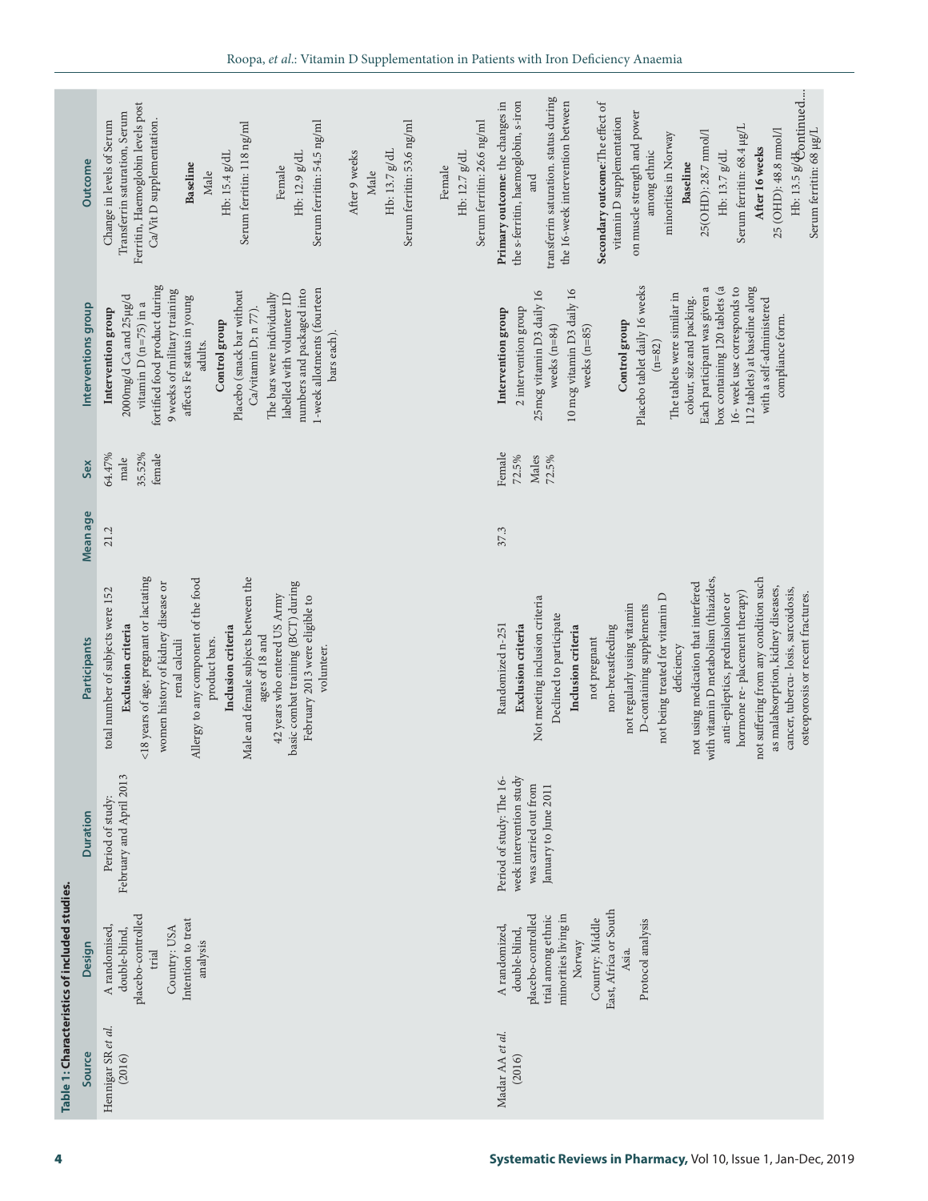Table 1: Characteristics of included studies.

| Source | Design | Duration | Participants | Mean age | Sex | Interventions group | Outcome |
|---|---|---|---|---|---|---|---|
| Hennigar SR *et al.* (2016) | A randomised, double-blind, placebo-controlled trial<br>Country: USA<br>Intention to treat analysis | Period of study: February and April 2013 | total number of subjects were 152<br>**Exclusion criteria**<br><18 years of age, pregnant or lactating women history of kidney disease or renal calculi<br>Allergy to any component of the food product bars.<br>**Inclusion criteria**<br>Male and female subjects between the ages of 18 and 42 years who entered US Army basic combat training (BCT) during February 2013 were eligible to volunteer. | 21.2 | 64.47% male<br>35.52% female | **Intervention group**<br>2000mg/d Ca and 25μg/d vitamin D (n=75) in a fortified food product during 9 weeks of military training affects Fe status in young adults.<br>**Control group**<br>Placebo (snack bar without Ca/vitamin D; n 77).<br>The bars were individually labelled with volunteer ID numbers and packaged into 1-week allotments (fourteen bars each). | Change in levels of Serum Transferrin saturation, Serum Ferritin, Haemoglobin levels post Ca/Vit D supplementation.<br>**Baseline**<br>Male<br>Hb: 15.4 g/dL<br>Serum ferritin: 118 ng/ml<br>Female<br>Hb: 12.9 g/dL<br>Serum ferritin: 54.5 ng/ml<br>After 9 weeks<br>Male<br>Hb: 13.7 g/dL<br>Serum ferritin: 53.6 ng/ml<br>Female<br>Hb: 12.7 g/dL<br>Serum ferritin: 26.6 ng/ml |
| Madar AA *et al.* (2016) | A randomized, double-blind, placebo-controlled trial among ethnic minorities living in Norway<br>Country: Middle East, Africa or South Asia.<br>Protocol analysis | Period of study: The 16-week intervention study was carried out from January to June 2011 | Randomized n-251<br>**Exclusion criteria**<br>Not meeting inclusion criteria<br>Declined to participate<br>**Inclusion criteria**<br>not pregnant<br>non-breastfeeding<br>not regularly using vitamin D-containing supplements<br>not being treated for vitamin D deficiency<br>not using medication that interfered with vitamin D metabolism (thiazides, anti-epileptics, prednisolone or hormone re- placement therapy)<br>not suffering from any condition such as malabsorption, kidney diseases, cancer, tubercu- losis, sarcoidosis, osteoporosis or recent fractures. | 37.3 | Female 72.5%<br>Males 72.5% | **Intervention group**<br>2 intervention group<br>25mcg vitamin D3 daily 16 weeks (n=84)<br>10 mcg vitamin D3 daily 16 weeks (n=85)<br>**Control group**<br>Placebo tablet daily 16 weeks (n=82)<br>The tablets were similar in colour, size and packing.<br>Each participant was given a box containing 120 tablets (a 16- week use corresponds to 112 tablets) at baseline along with a self-administered compliance form. | **Primary outcome**: the changes in the s-ferritin, haemoglobin, s-iron and transferrin saturation. status during the 16-week intervention between<br>**Secondary outcome**:The effect of vitamin D supplementation on muscle strength and power among ethnic minorities in Norway<br>**Baseline**<br>25(OHD): 28.7 nmol/l<br>Hb: 13.7 g/dL<br>Serum ferritin: 68.4 μg/L<br>**After 16 weeks**<br>25 (OHD): 48.8 nmol/l<br>Hb: 13.5 g/dL<br>Serum ferritin: 68 μg/L |

Continued....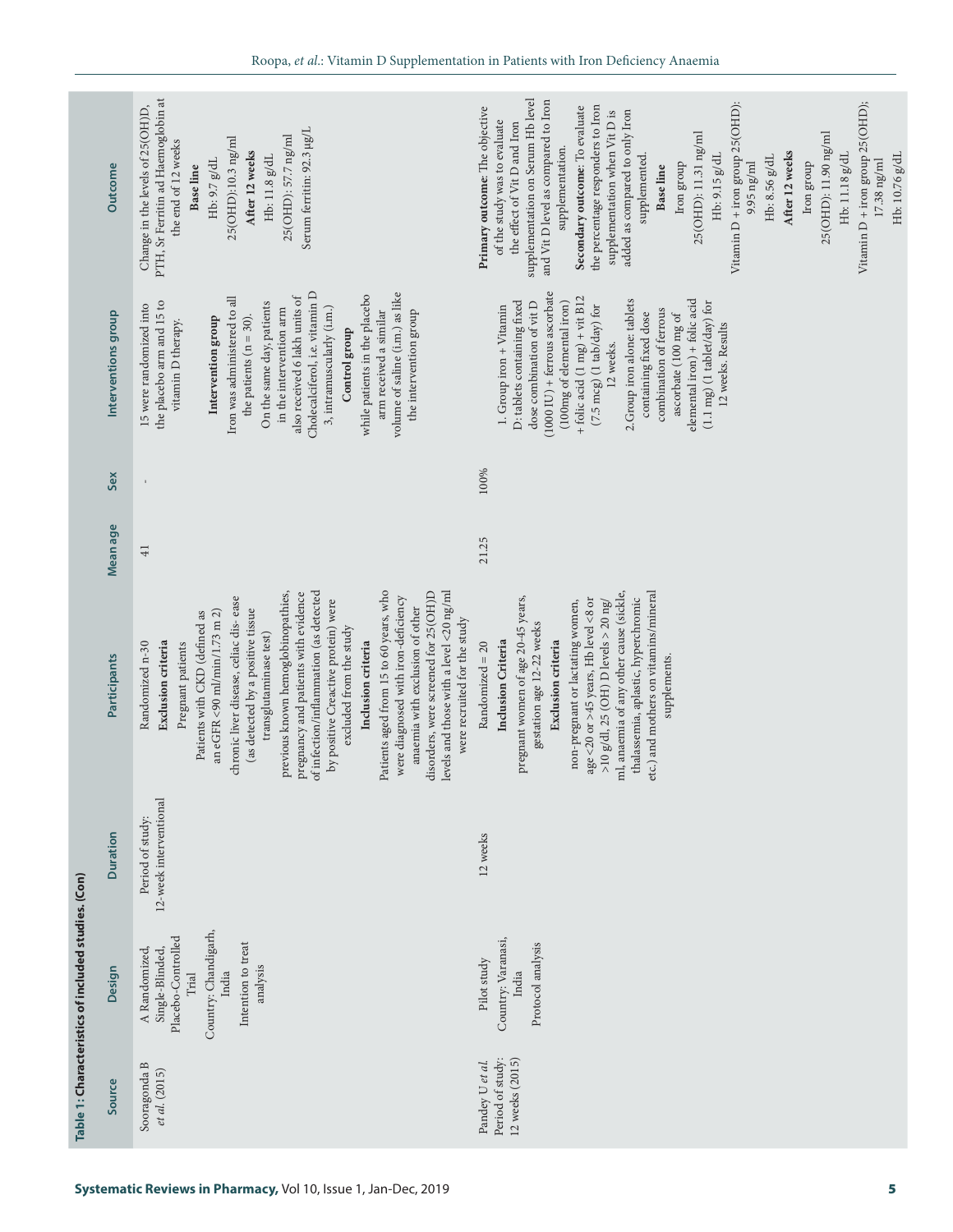**Table 1: Characteristics of included studies. (Con)**

| Source | Design | Duration | Participants | Mean age | Sex | Interventions group | Outcome |
|---|---|---|---|---|---|---|---|
| Sooragonda B *et al.* (2015) | A Randomized, Single-Blinded, Placebo-Controlled Trial<br>Country: Chandigarh, India<br>Intention to treat analysis | Period of study: 12-week interventional | Randomized n-30<br>**Exclusion criteria**<br>Pregnant patients<br>Patients with CKD (defined as an eGFR <90 ml/min/1.73 m 2) chronic liver disease, celiac dis- ease (as detected by a positive tissue transglutaminase test) previous known hemoglobinopathies, pregnancy and patients with evidence of infection/inflammation (as detected by positive Creactive protein) were excluded from the study<br>**Inclusion criteria**<br>Patients aged from 15 to 60 years, who were diagnosed with iron-deficiency anaemia with exclusion of other disorders, were screened for 25(OH)D levels and those with a level <20 ng/ml were recruited for the study | 41 | - | 15 were randomized into the placebo arm and 15 to vitamin D therapy.<br>**Intervention group**<br>Iron was administered to all the patients (n = 30).<br>On the same day, patients in the intervention arm also received 6 lakh units of Cholecalciferol, i.e. vitamin D 3, intramuscularly (i.m.)<br>**Control group**<br>while patients in the placebo arm received a similar volume of saline (i.m.) as like the intervention group | Change in the levels of 25(OH)D, PTH, Sr Ferritin ad Haemoglobin at the end of 12 weeks<br>**Base line**<br>Hb: 9.7 g/dL<br>25(OHD):10.3 ng/ml<br>**After 12 weeks**<br>Hb: 11.8 g/dL<br>25(OHD): 57.7 ng/ml<br>Serum ferritin: 92.3 µg/L |
| Pandey U *et al.* Period of study: 12 weeks (2015) | Pilot study<br>Country: Varanasi, India<br>Protocol analysis | 12 weeks | Randomized = 20<br>**Inclusion Criteria**<br>pregnant women of age 20-45 years, gestation age 12-22 weeks<br>**Exclusion criteria**<br>non-pregnant or lactating women, age <20 or >45 years, Hb level <8 or >10 g/dl, 25 (OH) D levels > 20 ng/ml, anaemia of any other cause (sickle, thalassemia, aplastic, hyperchromic etc.) and mothers on vitamins/mineral supplements. | 21.25 | 100% | 1. Group iron + Vitamin D: tablets containing fixed dose combination of vit D (1000 IU) + ferrous ascorbate (100mg of elemental iron) + folic acid (1 mg) + vit B12 (7.5 mcg) (1 tab/day) for 12 weeks.<br>2. Group iron alone: tablets containing fixed dose combination of ferrous ascorbate (100 mg of elemental iron) + folic acid (1.1 mg) (1 tablet/day) for 12 weeks. Results | **Primary outcome**: The objective of the study was to evaluate the effect of Vit D and Iron supplementation on Serum Hb level and Vit D level as compared to Iron supplementation.<br>**Secondary outcome**: To evaluate the percentage responders to Iron supplementation when Vit D is added as compared to only Iron supplemented.<br>**Base line**<br>Iron group<br>25(OHD): 11.31 ng/ml<br>Hb: 9.15 g/dL<br>Vitamin D + iron group 25(OHD): 9.95 ng/ml<br>Hb: 8.56 g/dL<br>**After 12 weeks**<br>Iron group<br>25(OHD): 11.90 ng/ml<br>Hb: 11.18 g/dL<br>Vitamin D + iron group 25(OHD); 17.38 ng/ml<br>Hb: 10.76 g/dL |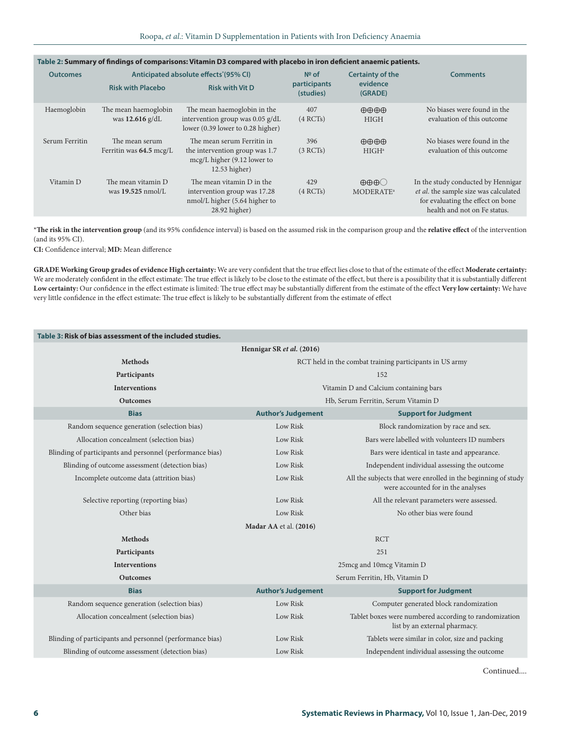**Table 2: Summary of findings of comparisons: Vitamin D3 compared with placebo in iron deficient anaemic patients.**

| Outcomes | Anticipated absolute effects*(95% CI) | | № of participants (studies) | Certainty of the evidence (GRADE) | Comments |
|---|---|---|---|---|---|
| | Risk with Placebo | Risk with Vit D | | | |
| Haemoglobin | The mean haemoglobin was **12.616** g/dL | The mean haemoglobin in the intervention group was 0.05 g/dL lower (0.39 lower to 0.28 higher) | 407 (4 RCTs) | ⊕⊕⊕⊕ HIGH | No biases were found in the evaluation of this outcome |
| Serum Ferritin | The mean serum Ferritin was **64.5** mcg/L | The mean serum Ferritin in the intervention group was 1.7 mcg/L higher (9.12 lower to 12.53 higher) | 396 (3 RCTs) | ⊕⊕⊕⊕ HIGH[a] | No biases were found in the evaluation of this outcome |
| Vitamin D | The mean vitamin D was **19.525** nmol/L | The mean vitamin D in the intervention group was 17.28 nmol/L higher (5.64 higher to 28.92 higher) | 429 (4 RCTs) | ⊕⊕⊕◯ MODERATE[a] | In the study conducted by Hennigar *et al*. the sample size was calculated for evaluating the effect on bone health and not on Fe status. |

***The risk in the intervention group** (and its 95% confidence interval) is based on the assumed risk in the comparison group and the **relative effect** of the intervention (and its 95% CI).

**CI:** Confidence interval; **MD:** Mean difference

**GRADE Working Group grades of evidence High certainty:** We are very confident that the true effect lies close to that of the estimate of the effect **Moderate certainty:** We are moderately confident in the effect estimate: The true effect is likely to be close to the estimate of the effect, but there is a possibility that it is substantially different **Low certainty:** Our confidence in the effect estimate is limited: The true effect may be substantially different from the estimate of the effect **Very low certainty:** We have very little confidence in the effect estimate: The true effect is likely to be substantially different from the estimate of effect

**Table 3: Risk of bias assessment of the included studies.**

| | **Hennigar SR *et al*. (2016)** | |
|---|---|---|
| **Methods** | RCT held in the combat training participants in US army | |
| **Participants** | 152 | |
| **Interventions** | Vitamin D and Calcium containing bars | |
| **Outcomes** | Hb, Serum Ferritin, Serum Vitamin D | |
| **Bias** | **Author's Judgement** | **Support for Judgment** |
| Random sequence generation (selection bias) | Low Risk | Block randomization by race and sex. |
| Allocation concealment (selection bias) | Low Risk | Bars were labelled with volunteers ID numbers |
| Blinding of participants and personnel (performance bias) | Low Risk | Bars were identical in taste and appearance. |
| Blinding of outcome assessment (detection bias) | Low Risk | Independent individual assessing the outcome |
| Incomplete outcome data (attrition bias) | Low Risk | All the subjects that were enrolled in the beginning of study were accounted for in the analyses |
| Selective reporting (reporting bias) | Low Risk | All the relevant parameters were assessed. |
| Other bias | Low Risk | No other bias were found |
| | **Madar AA** et al. **(2016)** | |
| **Methods** | RCT | |
| **Participants** | 251 | |
| **Interventions** | 25mcg and 10mcg Vitamin D | |
| **Outcomes** | Serum Ferritin, Hb, Vitamin D | |
| **Bias** | **Author's Judgement** | **Support for Judgment** |
| Random sequence generation (selection bias) | Low Risk | Computer generated block randomization |
| Allocation concealment (selection bias) | Low Risk | Tablet boxes were numbered according to randomization list by an external pharmacy. |
| Blinding of participants and personnel (performance bias) | Low Risk | Tablets were similar in color, size and packing |
| Blinding of outcome assessment (detection bias) | Low Risk | Independent individual assessing the outcome |

Continued....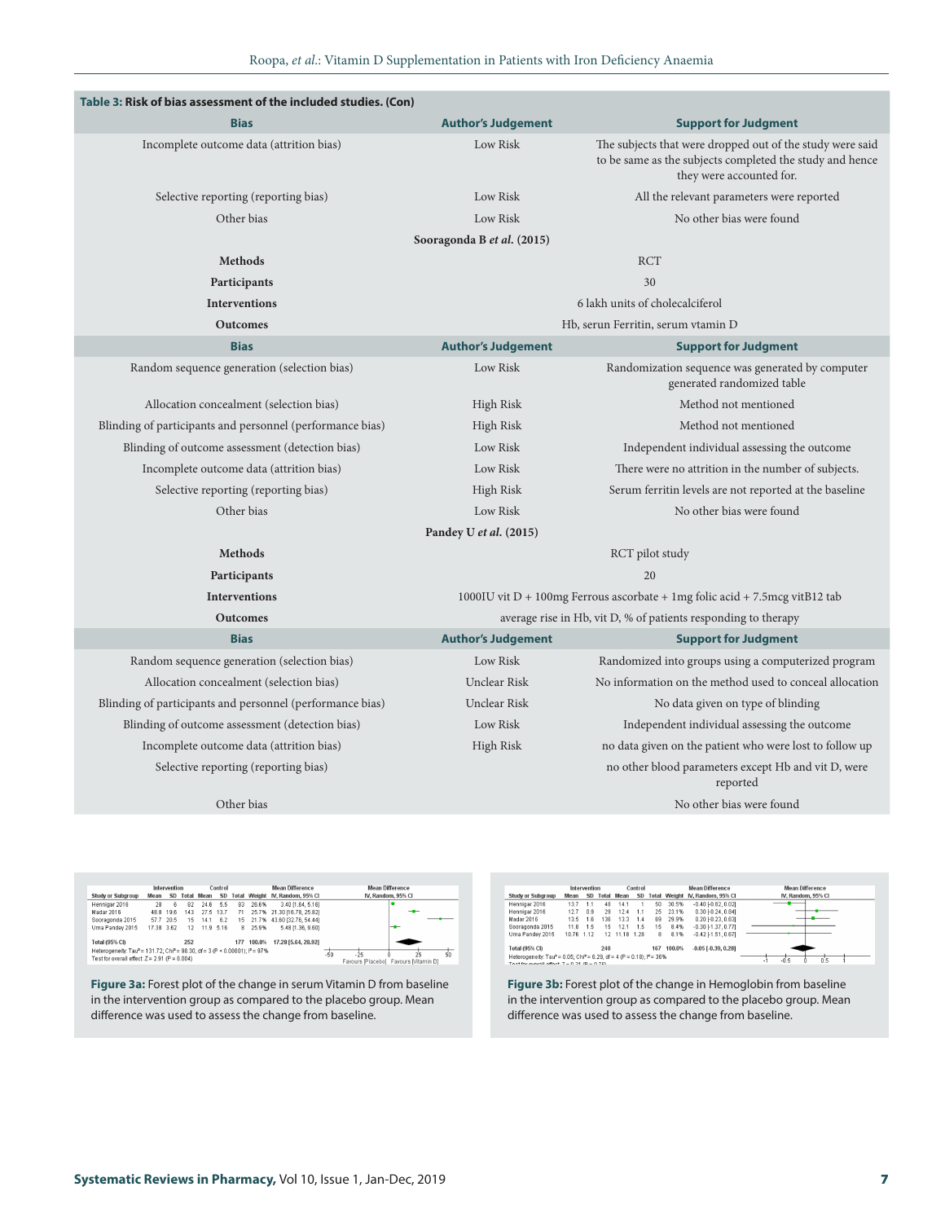**Table 3: Risk of bias assessment of the included studies. (Con)**

| Bias | Author's Judgement | Support for Judgment |
|---|---|---|
| Incomplete outcome data (attrition bias) | Low Risk | The subjects that were dropped out of the study were said to be same as the subjects completed the study and hence they were accounted for. |
| Selective reporting (reporting bias) | Low Risk | All the relevant parameters were reported |
| Other bias | Low Risk | No other bias were found |
| | **Sooragonda B *et al.* (2015)** | |
| **Methods** | RCT | |
| **Participants** | 30 | |
| **Interventions** | 6 lakh units of cholecalciferol | |
| **Outcomes** | Hb, serun Ferritin, serum vtamin D | |
| **Bias** | **Author's Judgement** | **Support for Judgment** |
| Random sequence generation (selection bias) | Low Risk | Randomization sequence was generated by computer generated randomized table |
| Allocation concealment (selection bias) | High Risk | Method not mentioned |
| Blinding of participants and personnel (performance bias) | High Risk | Method not mentioned |
| Blinding of outcome assessment (detection bias) | Low Risk | Independent individual assessing the outcome |
| Incomplete outcome data (attrition bias) | Low Risk | There were no attrition in the number of subjects. |
| Selective reporting (reporting bias) | High Risk | Serum ferritin levels are not reported at the baseline |
| Other bias | Low Risk | No other bias were found |
| | **Pandey U *et al.* (2015)** | |
| **Methods** | RCT pilot study | |
| **Participants** | 20 | |
| **Interventions** | 1000IU vit D + 100mg Ferrous ascorbate + 1mg folic acid + 7.5mcg vitB12 tab | |
| **Outcomes** | average rise in Hb, vit D, % of patients responding to therapy | |
| **Bias** | **Author's Judgement** | **Support for Judgment** |
| Random sequence generation (selection bias) | Low Risk | Randomized into groups using a computerized program |
| Allocation concealment (selection bias) | Unclear Risk | No information on the method used to conceal allocation |
| Blinding of participants and personnel (performance bias) | Unclear Risk | No data given on type of blinding |
| Blinding of outcome assessment (detection bias) | Low Risk | Independent individual assessing the outcome |
| Incomplete outcome data (attrition bias) | High Risk | no data given on the patient who were lost to follow up |
| Selective reporting (reporting bias) | | no other blood parameters except Hb and vit D, were reported |
| Other bias | | No other bias were found |

| Study or Subgroup | Intervention Mean | SD | Total | Control Mean | SD | Total | Weight | Mean Difference IV, Random, 95% CI |
|---|---|---|---|---|---|---|---|---|
| Hennigar 2016 | 28 | 8 | 82 | 24.6 | 5.5 | 83 | 26.6% | 3.40 [1.64, 5.16] |
| Madar 2016 | 48.8 | 19.6 | 143 | 27.5 | 13.7 | 71 | 25.7% | 21.30 [16.78, 25.82] |
| Sooragonda 2015 | 57.7 | 20.5 | 15 | 14.1 | 6.2 | 15 | 21.7% | 43.60 [32.76, 54.44] |
| Uma Pandey 2015 | 17.38 | 3.62 | 12 | 11.9 | 5.16 | 8 | 25.9% | 5.48 [1.36, 9.60] |
| **Total (95% CI)** | | | **252** | | | **177** | **100.0%** | **17.28 [5.64, 28.92]** |

Heterogeneity: Tau² = 131.72; Chi² = 98.30, df = 3 (P < 0.00001); I² = 97%
Test for overall effect: Z = 2.91 (P = 0.004)

**Figure 3a:** Forest plot of the change in serum Vitamin D from baseline in the intervention group as compared to the placebo group. Mean difference was used to assess the change from baseline.

| Study or Subgroup | Intervention Mean | SD | Total | Control Mean | SD | Total | Weight | Mean Difference IV, Random, 95% CI |
|---|---|---|---|---|---|---|---|---|
| Hennigar 2016 | 13.7 | 1.1 | 48 | 14.1 | 1 | 50 | 30.5% | -0.40 [-0.82, 0.02] |
| Hennigar 2016 | 12.7 | 0.9 | 29 | 12.4 | 1.1 | 25 | 23.1% | 0.30 [-0.24, 0.84] |
| Madar 2016 | 13.5 | 1.6 | 136 | 13.3 | 1.4 | 69 | 29.9% | 0.20 [-0.23, 0.63] |
| Sooragonda 2015 | 11.8 | 1.5 | 15 | 12.1 | 1.5 | 15 | 8.4% | -0.30 [-1.37, 0.77] |
| Uma Pandey 2015 | 10.76 | 1.12 | 12 | 11.18 | 1.28 | 8 | 8.1% | -0.42 [-1.51, 0.67] |
| **Total (95% CI)** | | | **240** | | | **167** | **100.0%** | **-0.05 [-0.30, 0.20]** |

Heterogeneity: Tau² = 0.05; Chi² = 6.29, df = 4 (P = 0.18); I² = 36%

**Figure 3b:** Forest plot of the change in Hemoglobin from baseline in the intervention group as compared to the placebo group. Mean difference was used to assess the change from baseline.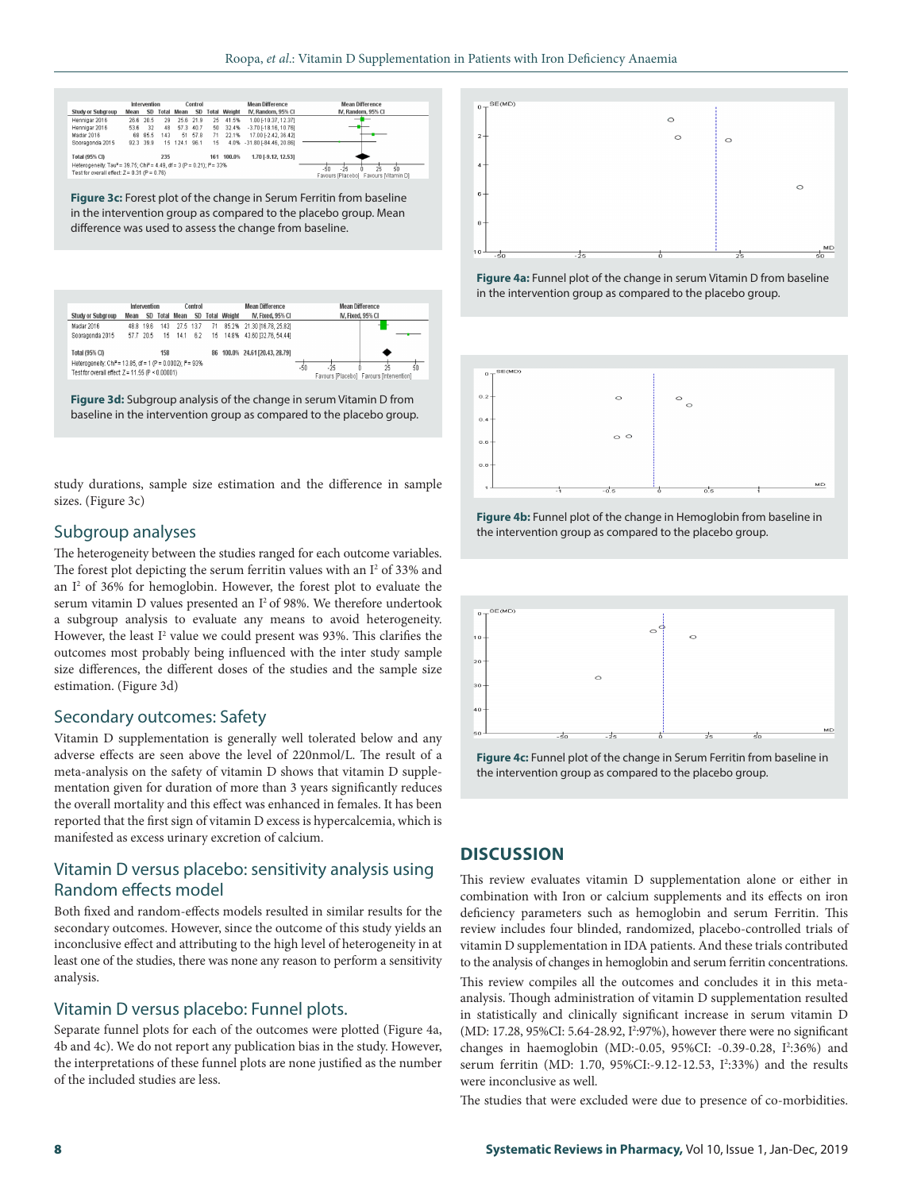| Study or Subgroup | Intervention Mean | Intervention SD | Intervention Total | Control Mean | Control SD | Control Total | Weight | Mean Difference IV, Random, 95% CI |
|---|---|---|---|---|---|---|---|---|
| Hennigar 2016 | 26.6 | 30.5 | 29 | 25.6 | 21.9 | 25 | 41.5% | 1.00 [-10.37, 12.37] |
| Hennigar 2016 | 53.6 | 32 | 48 | 57.3 | 40.7 | 50 | 32.4% | -3.70 [-18.16, 10.76] |
| Madar 2016 | 68 | 65.5 | 143 | 51 | 57.8 | 71 | 22.1% | 17.00 [-2.42, 36.42] |
| Sooragonda 2015 | 92.3 | 38.9 | 15 | 124.1 | 96.1 | 15 | 4.0% | -31.80 [-84.46, 20.86] |
| **Total (95% CI)** | | | 235 | | | 161 | 100.0% | 1.70 [-9.12, 12.53] |

Heterogeneity: Tau² = 39.76; Chi² = 4.49, df = 3 (P = 0.21); I² = 33%
Test for overall effect: Z = 0.31 (P = 0.76)

**Figure 3c:** Forest plot of the change in Serum Ferritin from baseline in the intervention group as compared to the placebo group. Mean difference was used to assess the change from baseline.

| Study or Subgroup | Intervention Mean | Intervention SD | Intervention Total | Control Mean | Control SD | Control Total | Weight | Mean Difference IV, Fixed, 95% CI |
|---|---|---|---|---|---|---|---|---|
| Madar 2016 | 48.8 | 19.6 | 143 | 27.5 | 13.7 | 71 | 85.2% | 21.30 [16.78, 25.82] |
| Sooragonda 2015 | 57.7 | 20.5 | 15 | 14.1 | 6.2 | 15 | 14.8% | 43.60 [32.76, 54.44] |
| **Total (95% CI)** | | | 158 | | | 86 | 100.0% | 24.61 [20.43, 28.79] |

Heterogeneity: Chi² = 13.85, df = 1 (P = 0.0002); I² = 93%
Test for overall effect: Z = 11.55 (P < 0.00001)

**Figure 3d:** Subgroup analysis of the change in serum Vitamin D from baseline in the intervention group as compared to the placebo group.

study durations, sample size estimation and the difference in sample sizes. (Figure 3c)

## Subgroup analyses

The heterogeneity between the studies ranged for each outcome variables. The forest plot depicting the serum ferritin values with an $I^2$ of 33% and an $I^2$ of 36% for hemoglobin. However, the forest plot to evaluate the serum vitamin D values presented an $I^2$ of 98%. We therefore undertook a subgroup analysis to evaluate any means to avoid heterogeneity. However, the least $I^2$ value we could present was 93%. This clarifies the outcomes most probably being influenced with the inter study sample size differences, the different doses of the studies and the sample size estimation. (Figure 3d)

## Secondary outcomes: Safety

Vitamin D supplementation is generally well tolerated below and any adverse effects are seen above the level of 220nmol/L. The result of a meta-analysis on the safety of vitamin D shows that vitamin D supplementation given for duration of more than 3 years significantly reduces the overall mortality and this effect was enhanced in females. It has been reported that the first sign of vitamin D excess is hypercalcemia, which is manifested as excess urinary excretion of calcium.

## Vitamin D versus placebo: sensitivity analysis using Random effects model

Both fixed and random-effects models resulted in similar results for the secondary outcomes. However, since the outcome of this study yields an inconclusive effect and attributing to the high level of heterogeneity in at least one of the studies, there was none any reason to perform a sensitivity analysis.

## Vitamin D versus placebo: Funnel plots.

Separate funnel plots for each of the outcomes were plotted (Figure 4a, 4b and 4c). We do not report any publication bias in the study. However, the interpretations of these funnel plots are none justified as the number of the included studies are less.

**Figure 4a:** Funnel plot of the change in serum Vitamin D from baseline in the intervention group as compared to the placebo group.

**Figure 4b:** Funnel plot of the change in Hemoglobin from baseline in the intervention group as compared to the placebo group.

**Figure 4c:** Funnel plot of the change in Serum Ferritin from baseline in the intervention group as compared to the placebo group.

## DISCUSSION

This review evaluates vitamin D supplementation alone or either in combination with Iron or calcium supplements and its effects on iron deficiency parameters such as hemoglobin and serum Ferritin. This review includes four blinded, randomized, placebo-controlled trials of vitamin D supplementation in IDA patients. And these trials contributed to the analysis of changes in hemoglobin and serum ferritin concentrations.

This review compiles all the outcomes and concludes it in this meta-analysis. Though administration of vitamin D supplementation resulted in statistically and clinically significant increase in serum vitamin D (MD: 17.28, 95%CI: 5.64-28.92, $I^2$:97%), however there were no significant changes in haemoglobin (MD:-0.05, 95%CI: -0.39-0.28, $I^2$:36%) and serum ferritin (MD: 1.70, 95%CI:-9.12-12.53, $I^2$:33%) and the results were inconclusive as well.

The studies that were excluded were due to presence of co-morbidities.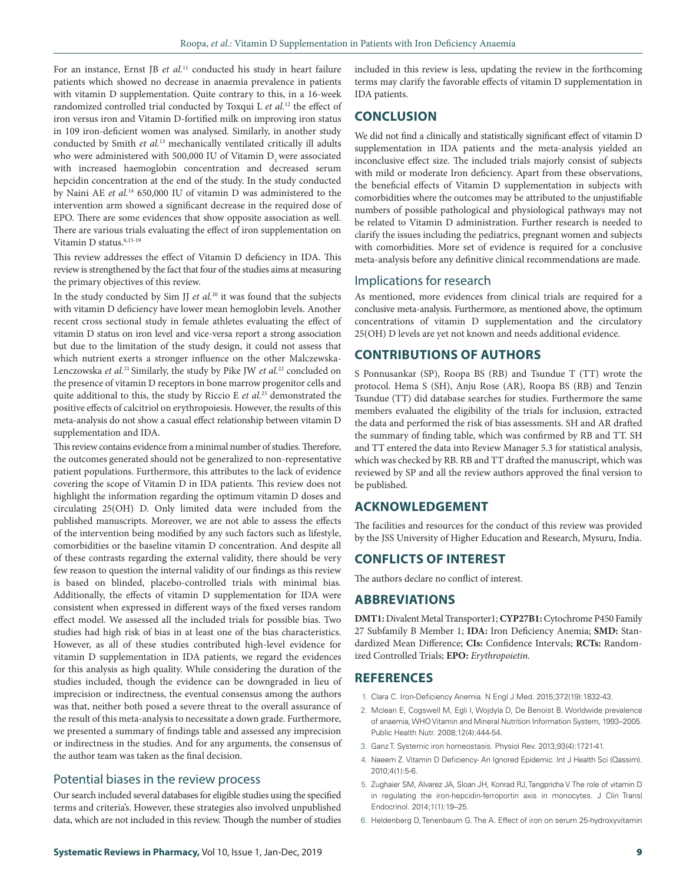For an instance, Ernst JB *et al.*[11] conducted his study in heart failure patients which showed no decrease in anaemia prevalence in patients with vitamin D supplementation. Quite contrary to this, in a 16-week randomized controlled trial conducted by Toxqui L *et al.*[12] the effect of iron versus iron and Vitamin D-fortified milk on improving iron status in 109 iron-deficient women was analysed. Similarly, in another study conducted by Smith *et al.*[13] mechanically ventilated critically ill adults who were administered with 500,000 IU of Vitamin $D_3$ were associated with increased haemoglobin concentration and decreased serum hepcidin concentration at the end of the study. In the study conducted by Naini AE *et al.*[14] 650,000 IU of vitamin D was administered to the intervention arm showed a significant decrease in the required dose of EPO. There are some evidences that show opposite association as well. There are various trials evaluating the effect of iron supplementation on Vitamin D status.[6,15-19]

This review addresses the effect of Vitamin D deficiency in IDA. This review is strengthened by the fact that four of the studies aims at measuring the primary objectives of this review.

In the study conducted by Sim JJ *et al.*[20] it was found that the subjects with vitamin D deficiency have lower mean hemoglobin levels. Another recent cross sectional study in female athletes evaluating the effect of vitamin D status on iron level and vice-versa report a strong association but due to the limitation of the study design, it could not assess that which nutrient exerts a stronger influence on the other Malczewska-Lenczowska *et al.*[21] Similarly, the study by Pike JW *et al.*[22] concluded on the presence of vitamin D receptors in bone marrow progenitor cells and quite additional to this, the study by Riccio E *et al.*[23] demonstrated the positive effects of calcitriol on erythropoiesis. However, the results of this meta-analysis do not show a casual effect relationship between vitamin D supplementation and IDA.

This review contains evidence from a minimal number of studies. Therefore, the outcomes generated should not be generalized to non-representative patient populations. Furthermore, this attributes to the lack of evidence covering the scope of Vitamin D in IDA patients. This review does not highlight the information regarding the optimum vitamin D doses and circulating 25(OH) D. Only limited data were included from the published manuscripts. Moreover, we are not able to assess the effects of the intervention being modified by any such factors such as lifestyle, comorbidities or the baseline vitamin D concentration. And despite all of these contrasts regarding the external validity, there should be very few reason to question the internal validity of our findings as this review is based on blinded, placebo-controlled trials with minimal bias. Additionally, the effects of vitamin D supplementation for IDA were consistent when expressed in different ways of the fixed verses random effect model. We assessed all the included trials for possible bias. Two studies had high risk of bias in at least one of the bias characteristics. However, as all of these studies contributed high-level evidence for vitamin D supplementation in IDA patients, we regard the evidences for this analysis as high quality. While considering the duration of the studies included, though the evidence can be downgraded in lieu of imprecision or indirectness, the eventual consensus among the authors was that, neither both posed a severe threat to the overall assurance of the result of this meta-analysis to necessitate a down grade. Furthermore, we presented a summary of findings table and assessed any imprecision or indirectness in the studies. And for any arguments, the consensus of the author team was taken as the final decision.

## Potential biases in the review process

Our search included several databases for eligible studies using the specified terms and criteria's. However, these strategies also involved unpublished data, which are not included in this review. Though the number of studies included in this review is less, updating the review in the forthcoming terms may clarify the favorable effects of vitamin D supplementation in IDA patients.

# CONCLUSION

We did not find a clinically and statistically significant effect of vitamin D supplementation in IDA patients and the meta-analysis yielded an inconclusive effect size. The included trials majorly consist of subjects with mild or moderate Iron deficiency. Apart from these observations, the beneficial effects of Vitamin D supplementation in subjects with comorbidities where the outcomes may be attributed to the unjustifiable numbers of possible pathological and physiological pathways may not be related to Vitamin D administration. Further research is needed to clarify the issues including the pediatrics, pregnant women and subjects with comorbidities. More set of evidence is required for a conclusive meta-analysis before any definitive clinical recommendations are made.

## Implications for research

As mentioned, more evidences from clinical trials are required for a conclusive meta-analysis. Furthermore, as mentioned above, the optimum concentrations of vitamin D supplementation and the circulatory 25(OH) D levels are yet not known and needs additional evidence.

# CONTRIBUTIONS OF AUTHORS

S Ponnusankar (SP), Roopa BS (RB) and Tsundue T (TT) wrote the protocol. Hema S (SH), Anju Rose (AR), Roopa BS (RB) and Tenzin Tsundue (TT) did database searches for studies. Furthermore the same members evaluated the eligibility of the trials for inclusion, extracted the data and performed the risk of bias assessments. SH and AR drafted the summary of finding table, which was confirmed by RB and TT. SH and TT entered the data into Review Manager 5.3 for statistical analysis, which was checked by RB. RB and TT drafted the manuscript, which was reviewed by SP and all the review authors approved the final version to be published.

# ACKNOWLEDGEMENT

The facilities and resources for the conduct of this review was provided by the JSS University of Higher Education and Research, Mysuru, India.

# CONFLICTS OF INTEREST

The authors declare no conflict of interest.

# ABBREVIATIONS

**DMT1:** Divalent Metal Transporter1; **CYP27B1:** Cytochrome P450 Family 27 Subfamily B Member 1; **IDA:** Iron Deficiency Anemia; **SMD:** Standardized Mean Difference; **CIs:** Confidence Intervals; **RCTs:** Randomized Controlled Trials; **EPO:** *Erythropoietin.*

# REFERENCES

1. Clara C. Iron-Deficiency Anemia. N Engl J Med. 2015;372(19):1832-43.
2. Mclean E, Cogswell M, Egli I, Wojdyla D, De Benoist B. Worldwide prevalence of anaemia, WHO Vitamin and Mineral Nutrition Information System, 1993–2005. Public Health Nutr. 2008;12(4):444-54.
3. Ganz T. Systemic iron homeostasis. Physiol Rev. 2013;93(4):1721-41.
4. Naeem Z. Vitamin D Deficiency- An Ignored Epidemic. Int J Health Sci (Qassim). 2010;4(1):5-6.
5. Zughaier SM, Alvarez JA, Sloan JH, Konrad RJ, Tangpricha V. The role of vitamin D in regulating the iron-hepcidin-ferroportin axis in monocytes. J Clin Transl Endocrinol. 2014;1(1):19–25.
6. Heldenberg D, Tenenbaum G. The A. Effect of iron on serum 25-hydroxyvitamin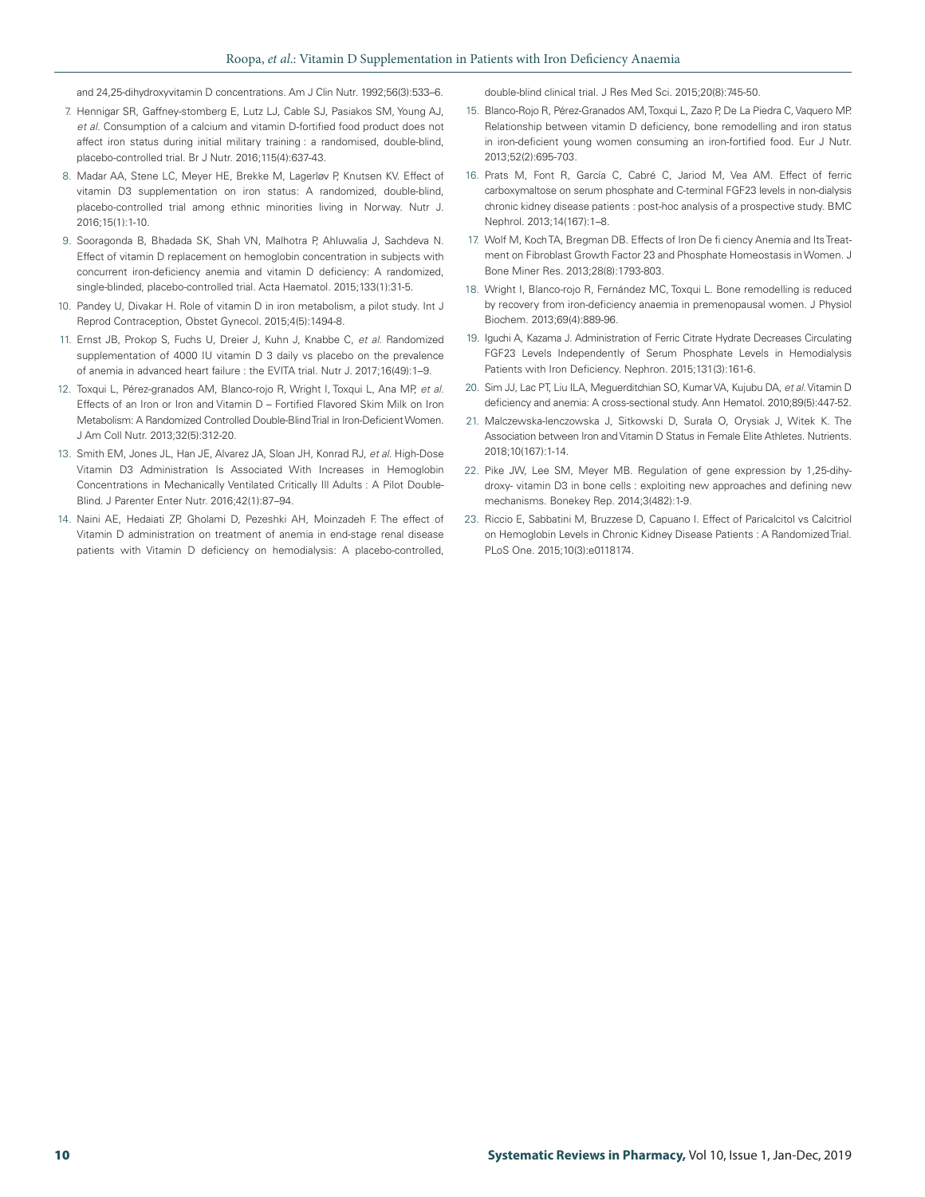and 24,25-dihydroxyvitamin D concentrations. Am J Clin Nutr. 1992;56(3):533–6.

7. Hennigar SR, Gaffney-stomberg E, Lutz LJ, Cable SJ, Pasiakos SM, Young AJ, *et al.* Consumption of a calcium and vitamin D-fortified food product does not affect iron status during initial military training : a randomised, double-blind, placebo-controlled trial. Br J Nutr. 2016;115(4):637-43.
8. Madar AA, Stene LC, Meyer HE, Brekke M, Lagerløv P, Knutsen KV. Effect of vitamin D3 supplementation on iron status: A randomized, double-blind, placebo-controlled trial among ethnic minorities living in Norway. Nutr J. 2016;15(1):1-10.
9. Sooragonda B, Bhadada SK, Shah VN, Malhotra P, Ahluwalia J, Sachdeva N. Effect of vitamin D replacement on hemoglobin concentration in subjects with concurrent iron-deficiency anemia and vitamin D deficiency: A randomized, single-blinded, placebo-controlled trial. Acta Haematol. 2015;133(1):31-5.
10. Pandey U, Divakar H. Role of vitamin D in iron metabolism, a pilot study. Int J Reprod Contraception, Obstet Gynecol. 2015;4(5):1494-8.
11. Ernst JB, Prokop S, Fuchs U, Dreier J, Kuhn J, Knabbe C, *et al.* Randomized supplementation of 4000 IU vitamin D 3 daily vs placebo on the prevalence of anemia in advanced heart failure : the EVITA trial. Nutr J. 2017;16(49):1–9.
12. Toxqui L, Pérez-granados AM, Blanco-rojo R, Wright I, Toxqui L, Ana MP, *et al.* Effects of an Iron or Iron and Vitamin D – Fortified Flavored Skim Milk on Iron Metabolism: A Randomized Controlled Double-Blind Trial in Iron-Deficient Women. J Am Coll Nutr. 2013;32(5):312-20.
13. Smith EM, Jones JL, Han JE, Alvarez JA, Sloan JH, Konrad RJ, *et al.* High-Dose Vitamin D3 Administration Is Associated With Increases in Hemoglobin Concentrations in Mechanically Ventilated Critically Ill Adults : A Pilot Double-Blind. J Parenter Enter Nutr. 2016;42(1):87–94.
14. Naini AE, Hedaiati ZP, Gholami D, Pezeshki AH, Moinzadeh F. The effect of Vitamin D administration on treatment of anemia in end-stage renal disease patients with Vitamin D deficiency on hemodialysis: A placebo-controlled, double-blind clinical trial. J Res Med Sci. 2015;20(8):745-50.
15. Blanco-Rojo R, Pérez-Granados AM, Toxqui L, Zazo P, De La Piedra C, Vaquero MP. Relationship between vitamin D deficiency, bone remodelling and iron status in iron-deficient young women consuming an iron-fortified food. Eur J Nutr. 2013;52(2):695-703.
16. Prats M, Font R, García C, Cabré C, Jariod M, Vea AM. Effect of ferric carboxymaltose on serum phosphate and C-terminal FGF23 levels in non-dialysis chronic kidney disease patients : post-hoc analysis of a prospective study. BMC Nephrol. 2013;14(167):1–8.
17. Wolf M, Koch TA, Bregman DB. Effects of Iron De fi ciency Anemia and Its Treatment on Fibroblast Growth Factor 23 and Phosphate Homeostasis in Women. J Bone Miner Res. 2013;28(8):1793-803.
18. Wright I, Blanco-rojo R, Fernández MC, Toxqui L. Bone remodelling is reduced by recovery from iron-deficiency anaemia in premenopausal women. J Physiol Biochem. 2013;69(4):889-96.
19. Iguchi A, Kazama J. Administration of Ferric Citrate Hydrate Decreases Circulating FGF23 Levels Independently of Serum Phosphate Levels in Hemodialysis Patients with Iron Deficiency. Nephron. 2015;131(3):161-6.
20. Sim JJ, Lac PT, Liu ILA, Meguerditchian SO, Kumar VA, Kujubu DA, *et al.* Vitamin D deficiency and anemia: A cross-sectional study. Ann Hematol. 2010;89(5):447-52.
21. Malczewska-lenczowska J, Sitkowski D, Surała O, Orysiak J, Witek K. The Association between Iron and Vitamin D Status in Female Elite Athletes. Nutrients. 2018;10(167):1-14.
22. Pike JW, Lee SM, Meyer MB. Regulation of gene expression by 1,25-dihydroxy- vitamin D3 in bone cells : exploiting new approaches and defining new mechanisms. Bonekey Rep. 2014;3(482):1-9.
23. Riccio E, Sabbatini M, Bruzzese D, Capuano I. Effect of Paricalcitol vs Calcitriol on Hemoglobin Levels in Chronic Kidney Disease Patients : A Randomized Trial. PLoS One. 2015;10(3):e0118174.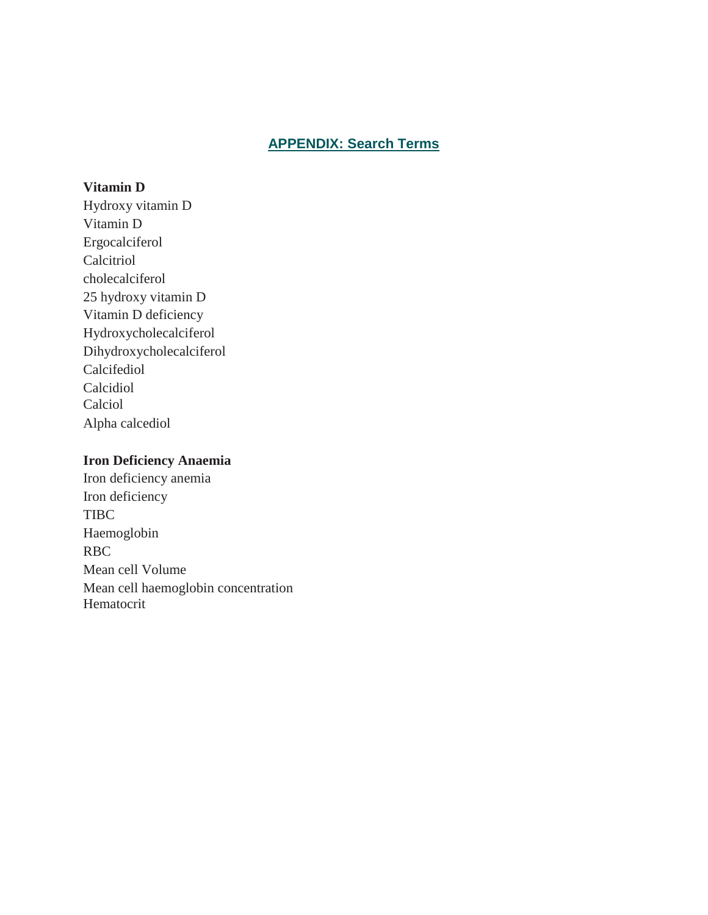## APPENDIX: Search Terms

**Vitamin D**

Hydroxy vitamin D
Vitamin D
Ergocalciferol
Calcitriol
cholecalciferol
25 hydroxy vitamin D
Vitamin D deficiency
Hydroxycholecalciferol
Dihydroxycholecalciferol
Calcifediol
Calcidiol
Calciol
Alpha calcediol

**Iron Deficiency Anaemia**

Iron deficiency anemia
Iron deficiency
TIBC
Haemoglobin
RBC
Mean cell Volume
Mean cell haemoglobin concentration
Hematocrit